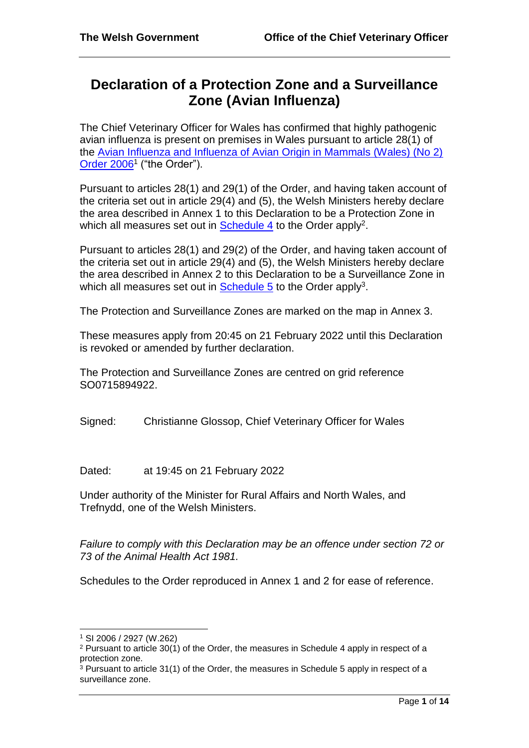**The Welsh Government** **Office of the Chief Veterinary Officer**

# Declaration of a Protection Zone and a Surveillance Zone (Avian Influenza)

The Chief Veterinary Officer for Wales has confirmed that highly pathogenic avian influenza is present on premises in Wales pursuant to article 28(1) of the Avian Influenza and Influenza of Avian Origin in Mammals (Wales) (No 2) Order 2006[1] ("the Order").

Pursuant to articles 28(1) and 29(1) of the Order, and having taken account of the criteria set out in article 29(4) and (5), the Welsh Ministers hereby declare the area described in Annex 1 to this Declaration to be a Protection Zone in which all measures set out in Schedule 4 to the Order apply[2].

Pursuant to articles 28(1) and 29(2) of the Order, and having taken account of the criteria set out in article 29(4) and (5), the Welsh Ministers hereby declare the area described in Annex 2 to this Declaration to be a Surveillance Zone in which all measures set out in Schedule 5 to the Order apply[3].

The Protection and Surveillance Zones are marked on the map in Annex 3.

These measures apply from 20:45 on 21 February 2022 until this Declaration is revoked or amended by further declaration.

The Protection and Surveillance Zones are centred on grid reference SO0715894922.

Signed: Christianne Glossop, Chief Veterinary Officer for Wales

Dated: at 19:45 on 21 February 2022

Under authority of the Minister for Rural Affairs and North Wales, and Trefnydd, one of the Welsh Ministers.

*Failure to comply with this Declaration may be an offence under section 72 or 73 of the Animal Health Act 1981.*

Schedules to the Order reproduced in Annex 1 and 2 for ease of reference.

---

[1] SI 2006 / 2927 (W.262)

[2] Pursuant to article 30(1) of the Order, the measures in Schedule 4 apply in respect of a protection zone.

[3] Pursuant to article 31(1) of the Order, the measures in Schedule 5 apply in respect of a surveillance zone.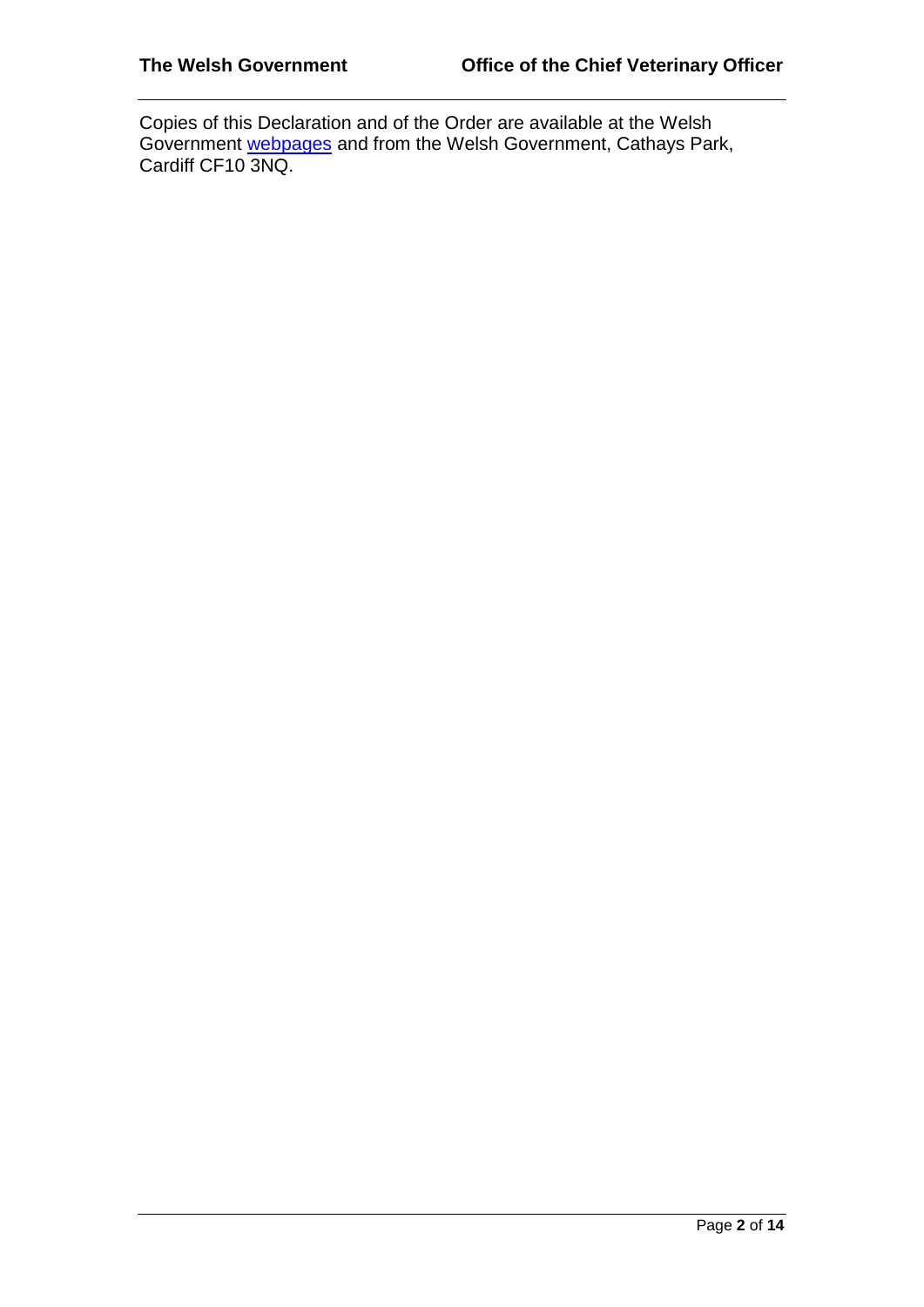Copies of this Declaration and of the Order are available at the Welsh Government webpages and from the Welsh Government, Cathays Park, Cardiff CF10 3NQ.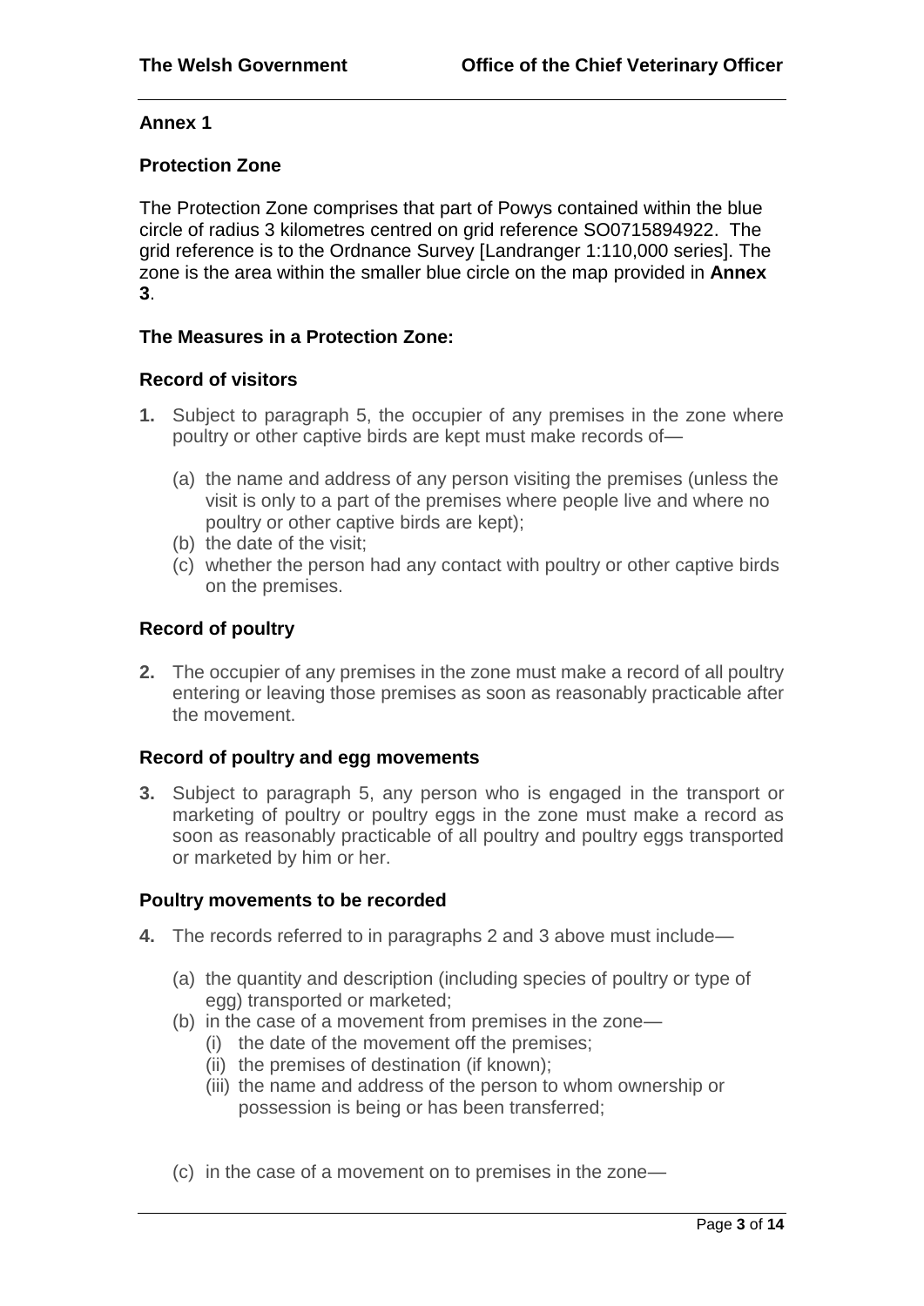**Annex 1**

**Protection Zone**

The Protection Zone comprises that part of Powys contained within the blue circle of radius 3 kilometres centred on grid reference SO0715894922. The grid reference is to the Ordnance Survey [Landranger 1:110,000 series]. The zone is the area within the smaller blue circle on the map provided in **Annex 3**.

**The Measures in a Protection Zone:**

**Record of visitors**

**1.** Subject to paragraph 5, the occupier of any premises in the zone where poultry or other captive birds are kept must make records of—

(a) the name and address of any person visiting the premises (unless the visit is only to a part of the premises where people live and where no poultry or other captive birds are kept);
(b) the date of the visit;
(c) whether the person had any contact with poultry or other captive birds on the premises.

**Record of poultry**

**2.** The occupier of any premises in the zone must make a record of all poultry entering or leaving those premises as soon as reasonably practicable after the movement.

**Record of poultry and egg movements**

**3.** Subject to paragraph 5, any person who is engaged in the transport or marketing of poultry or poultry eggs in the zone must make a record as soon as reasonably practicable of all poultry and poultry eggs transported or marketed by him or her.

**Poultry movements to be recorded**

**4.** The records referred to in paragraphs 2 and 3 above must include—

(a) the quantity and description (including species of poultry or type of egg) transported or marketed;
(b) in the case of a movement from premises in the zone—
  (i) the date of the movement off the premises;
  (ii) the premises of destination (if known);
  (iii) the name and address of the person to whom ownership or possession is being or has been transferred;

(c) in the case of a movement on to premises in the zone—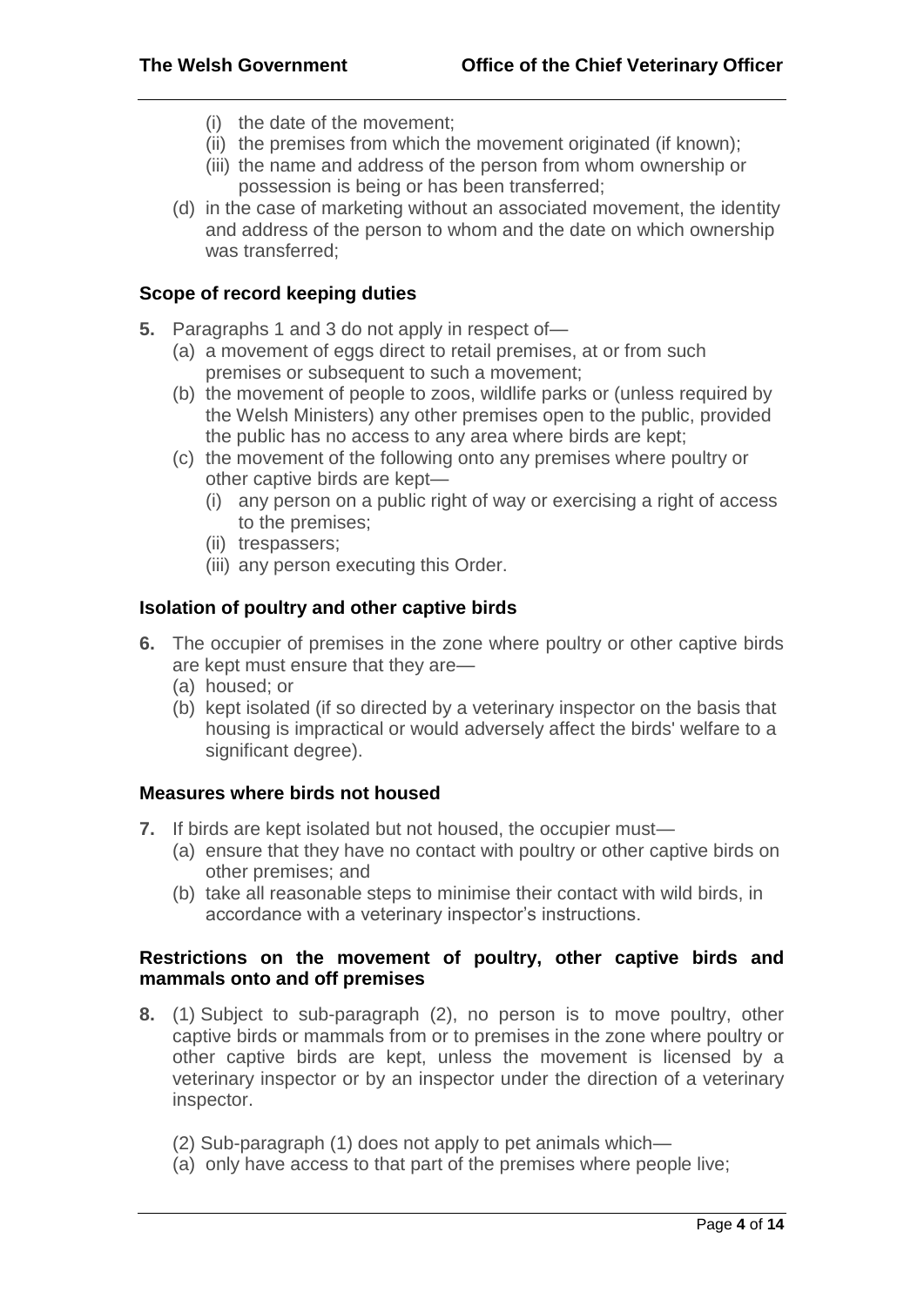- (i) the date of the movement;
- (ii) the premises from which the movement originated (if known);
- (iii) the name and address of the person from whom ownership or possession is being or has been transferred;

(d) in the case of marketing without an associated movement, the identity and address of the person to whom and the date on which ownership was transferred;

### Scope of record keeping duties

**5.** Paragraphs 1 and 3 do not apply in respect of—

(a) a movement of eggs direct to retail premises, at or from such premises or subsequent to such a movement;

(b) the movement of people to zoos, wildlife parks or (unless required by the Welsh Ministers) any other premises open to the public, provided the public has no access to any area where birds are kept;

(c) the movement of the following onto any premises where poultry or other captive birds are kept—

- (i) any person on a public right of way or exercising a right of access to the premises;
- (ii) trespassers;
- (iii) any person executing this Order.

### Isolation of poultry and other captive birds

**6.** The occupier of premises in the zone where poultry or other captive birds are kept must ensure that they are—

(a) housed; or

(b) kept isolated (if so directed by a veterinary inspector on the basis that housing is impractical or would adversely affect the birds' welfare to a significant degree).

### Measures where birds not housed

**7.** If birds are kept isolated but not housed, the occupier must—

(a) ensure that they have no contact with poultry or other captive birds on other premises; and

(b) take all reasonable steps to minimise their contact with wild birds, in accordance with a veterinary inspector's instructions.

### Restrictions on the movement of poultry, other captive birds and mammals onto and off premises

**8.** (1) Subject to sub-paragraph (2), no person is to move poultry, other captive birds or mammals from or to premises in the zone where poultry or other captive birds are kept, unless the movement is licensed by a veterinary inspector or by an inspector under the direction of a veterinary inspector.

(2) Sub-paragraph (1) does not apply to pet animals which—

(a) only have access to that part of the premises where people live;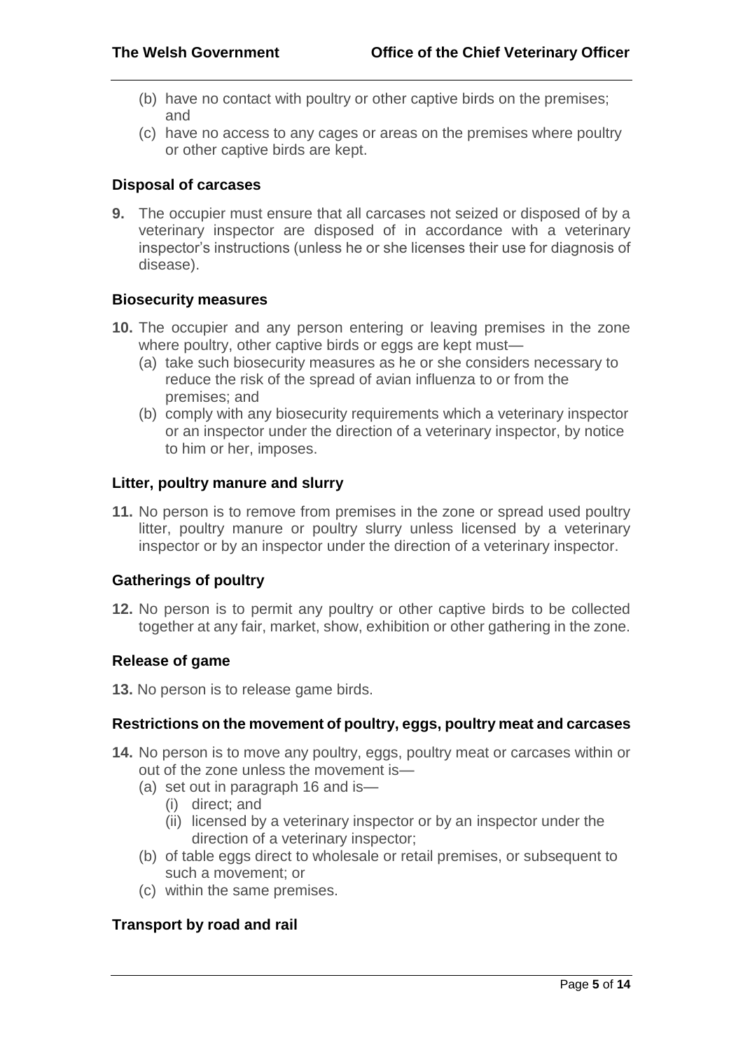(b) have no contact with poultry or other captive birds on the premises; and

(c) have no access to any cages or areas on the premises where poultry or other captive birds are kept.

### Disposal of carcases

**9.** The occupier must ensure that all carcases not seized or disposed of by a veterinary inspector are disposed of in accordance with a veterinary inspector's instructions (unless he or she licenses their use for diagnosis of disease).

### Biosecurity measures

**10.** The occupier and any person entering or leaving premises in the zone where poultry, other captive birds or eggs are kept must—

- (a) take such biosecurity measures as he or she considers necessary to reduce the risk of the spread of avian influenza to or from the premises; and
- (b) comply with any biosecurity requirements which a veterinary inspector or an inspector under the direction of a veterinary inspector, by notice to him or her, imposes.

### Litter, poultry manure and slurry

**11.** No person is to remove from premises in the zone or spread used poultry litter, poultry manure or poultry slurry unless licensed by a veterinary inspector or by an inspector under the direction of a veterinary inspector.

### Gatherings of poultry

**12.** No person is to permit any poultry or other captive birds to be collected together at any fair, market, show, exhibition or other gathering in the zone.

### Release of game

**13.** No person is to release game birds.

### Restrictions on the movement of poultry, eggs, poultry meat and carcases

**14.** No person is to move any poultry, eggs, poultry meat or carcases within or out of the zone unless the movement is—

- (a) set out in paragraph 16 and is—
  - (i) direct; and
  - (ii) licensed by a veterinary inspector or by an inspector under the direction of a veterinary inspector;
- (b) of table eggs direct to wholesale or retail premises, or subsequent to such a movement; or
- (c) within the same premises.

### Transport by road and rail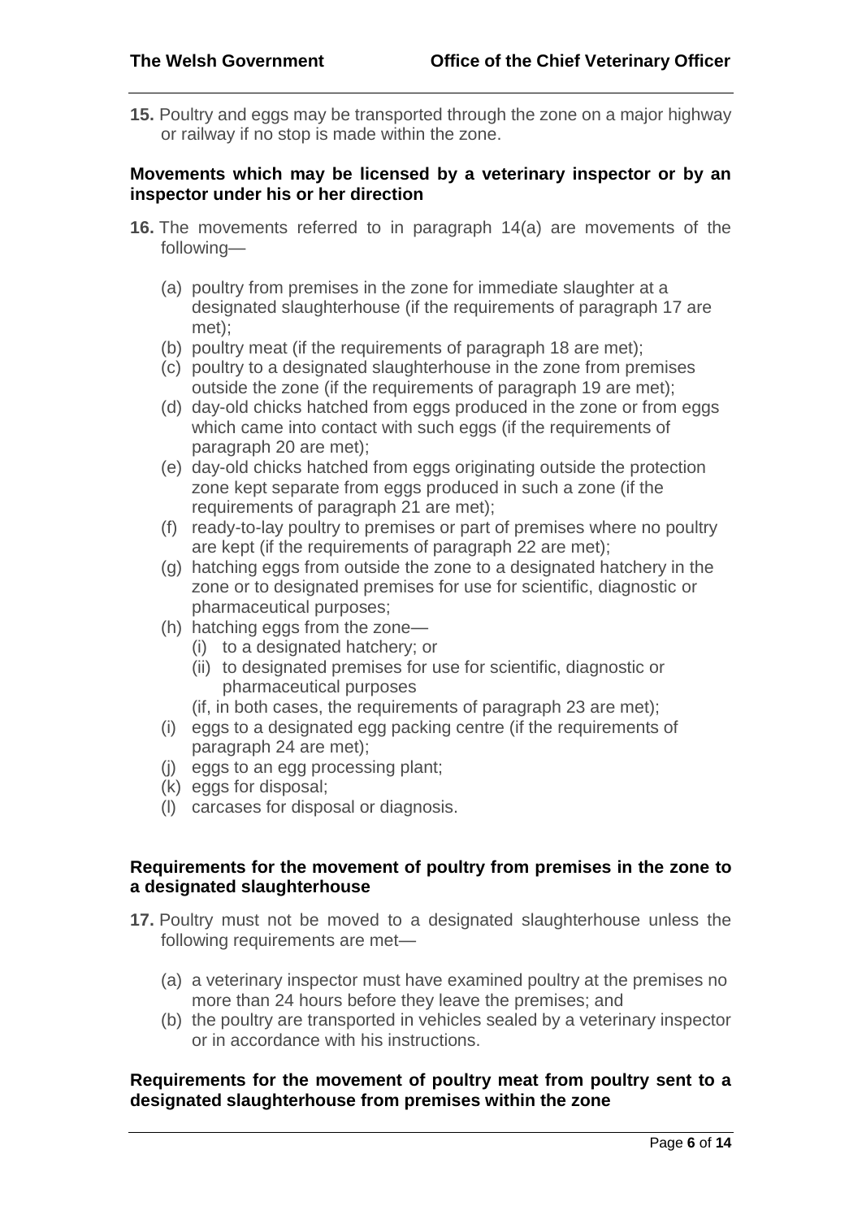**15.** Poultry and eggs may be transported through the zone on a major highway or railway if no stop is made within the zone.

### Movements which may be licensed by a veterinary inspector or by an inspector under his or her direction

**16.** The movements referred to in paragraph 14(a) are movements of the following—

(a) poultry from premises in the zone for immediate slaughter at a designated slaughterhouse (if the requirements of paragraph 17 are met);
(b) poultry meat (if the requirements of paragraph 18 are met);
(c) poultry to a designated slaughterhouse in the zone from premises outside the zone (if the requirements of paragraph 19 are met);
(d) day-old chicks hatched from eggs produced in the zone or from eggs which came into contact with such eggs (if the requirements of paragraph 20 are met);
(e) day-old chicks hatched from eggs originating outside the protection zone kept separate from eggs produced in such a zone (if the requirements of paragraph 21 are met);
(f) ready-to-lay poultry to premises or part of premises where no poultry are kept (if the requirements of paragraph 22 are met);
(g) hatching eggs from outside the zone to a designated hatchery in the zone or to designated premises for use for scientific, diagnostic or pharmaceutical purposes;
(h) hatching eggs from the zone—
    (i) to a designated hatchery; or
    (ii) to designated premises for use for scientific, diagnostic or pharmaceutical purposes

    (if, in both cases, the requirements of paragraph 23 are met);
(i) eggs to a designated egg packing centre (if the requirements of paragraph 24 are met);
(j) eggs to an egg processing plant;
(k) eggs for disposal;
(l) carcases for disposal or diagnosis.

### Requirements for the movement of poultry from premises in the zone to a designated slaughterhouse

**17.** Poultry must not be moved to a designated slaughterhouse unless the following requirements are met—

(a) a veterinary inspector must have examined poultry at the premises no more than 24 hours before they leave the premises; and
(b) the poultry are transported in vehicles sealed by a veterinary inspector or in accordance with his instructions.

### Requirements for the movement of poultry meat from poultry sent to a designated slaughterhouse from premises within the zone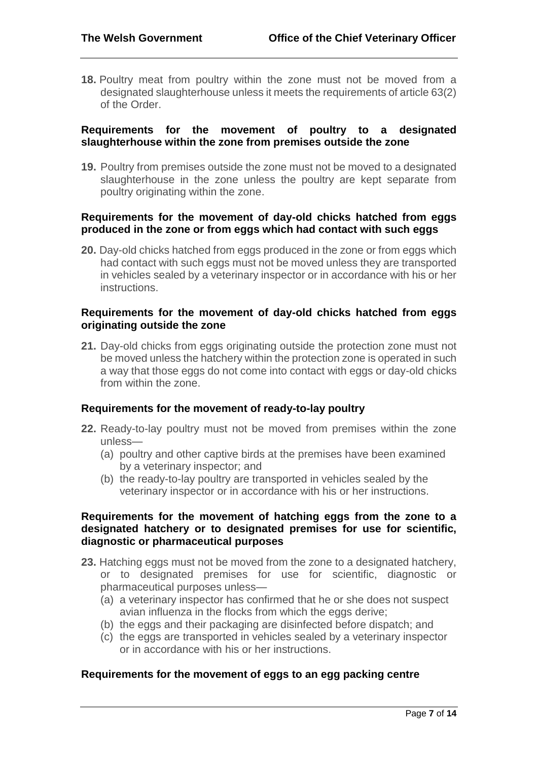**18.** Poultry meat from poultry within the zone must not be moved from a designated slaughterhouse unless it meets the requirements of article 63(2) of the Order.

**Requirements for the movement of poultry to a designated slaughterhouse within the zone from premises outside the zone**

**19.** Poultry from premises outside the zone must not be moved to a designated slaughterhouse in the zone unless the poultry are kept separate from poultry originating within the zone.

**Requirements for the movement of day-old chicks hatched from eggs produced in the zone or from eggs which had contact with such eggs**

**20.** Day-old chicks hatched from eggs produced in the zone or from eggs which had contact with such eggs must not be moved unless they are transported in vehicles sealed by a veterinary inspector or in accordance with his or her instructions.

**Requirements for the movement of day-old chicks hatched from eggs originating outside the zone**

**21.** Day-old chicks from eggs originating outside the protection zone must not be moved unless the hatchery within the protection zone is operated in such a way that those eggs do not come into contact with eggs or day-old chicks from within the zone.

**Requirements for the movement of ready-to-lay poultry**

**22.** Ready-to-lay poultry must not be moved from premises within the zone unless—

(a) poultry and other captive birds at the premises have been examined by a veterinary inspector; and

(b) the ready-to-lay poultry are transported in vehicles sealed by the veterinary inspector or in accordance with his or her instructions.

**Requirements for the movement of hatching eggs from the zone to a designated hatchery or to designated premises for use for scientific, diagnostic or pharmaceutical purposes**

**23.** Hatching eggs must not be moved from the zone to a designated hatchery, or to designated premises for use for scientific, diagnostic or pharmaceutical purposes unless—

(a) a veterinary inspector has confirmed that he or she does not suspect avian influenza in the flocks from which the eggs derive;

(b) the eggs and their packaging are disinfected before dispatch; and

(c) the eggs are transported in vehicles sealed by a veterinary inspector or in accordance with his or her instructions.

**Requirements for the movement of eggs to an egg packing centre**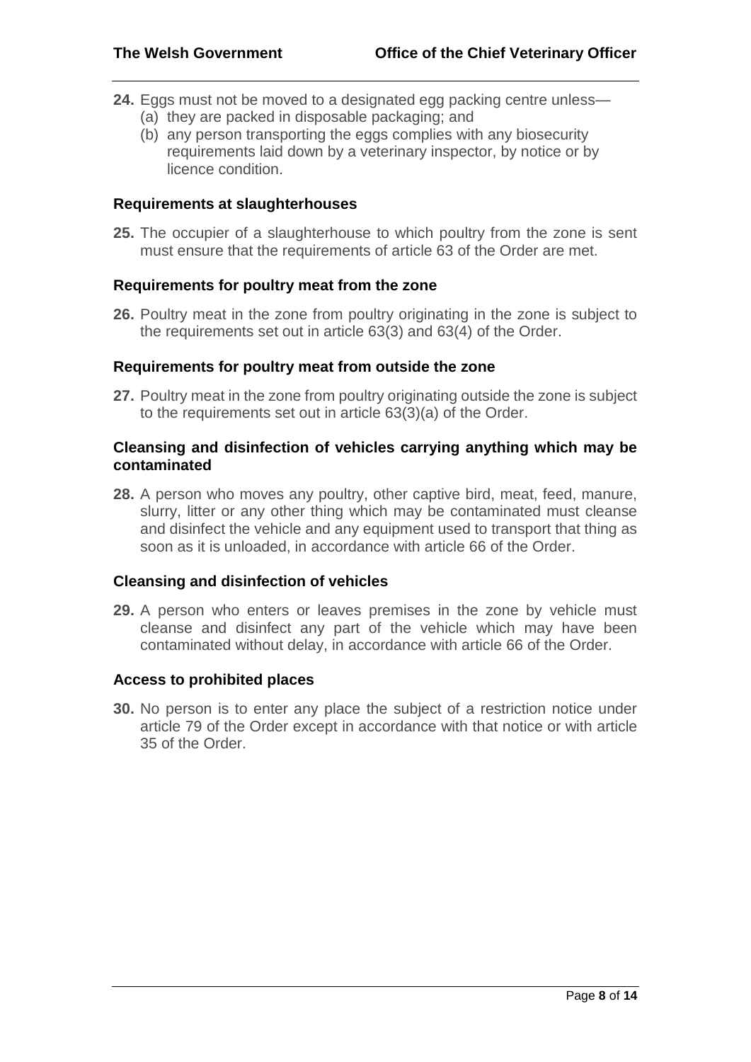**24.** Eggs must not be moved to a designated egg packing centre unless—

(a) they are packed in disposable packaging; and

(b) any person transporting the eggs complies with any biosecurity requirements laid down by a veterinary inspector, by notice or by licence condition.

### Requirements at slaughterhouses

**25.** The occupier of a slaughterhouse to which poultry from the zone is sent must ensure that the requirements of article 63 of the Order are met.

### Requirements for poultry meat from the zone

**26.** Poultry meat in the zone from poultry originating in the zone is subject to the requirements set out in article 63(3) and 63(4) of the Order.

### Requirements for poultry meat from outside the zone

**27.** Poultry meat in the zone from poultry originating outside the zone is subject to the requirements set out in article 63(3)(a) of the Order.

### Cleansing and disinfection of vehicles carrying anything which may be contaminated

**28.** A person who moves any poultry, other captive bird, meat, feed, manure, slurry, litter or any other thing which may be contaminated must cleanse and disinfect the vehicle and any equipment used to transport that thing as soon as it is unloaded, in accordance with article 66 of the Order.

### Cleansing and disinfection of vehicles

**29.** A person who enters or leaves premises in the zone by vehicle must cleanse and disinfect any part of the vehicle which may have been contaminated without delay, in accordance with article 66 of the Order.

### Access to prohibited places

**30.** No person is to enter any place the subject of a restriction notice under article 79 of the Order except in accordance with that notice or with article 35 of the Order.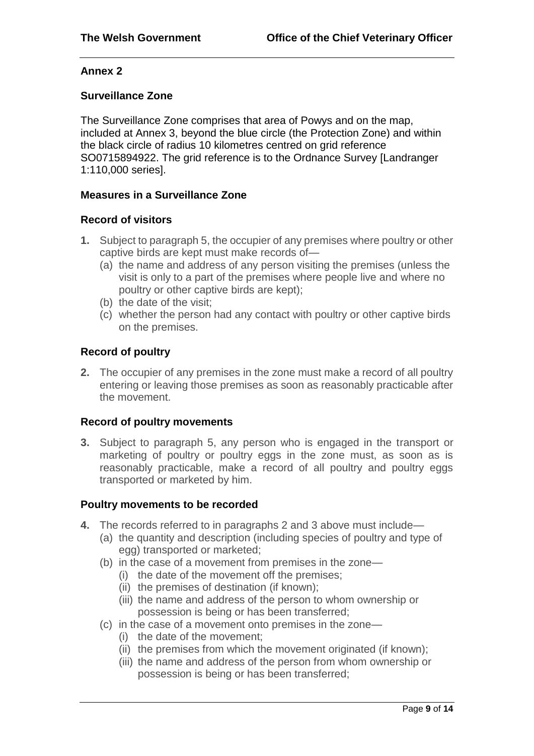## Annex 2

### Surveillance Zone

The Surveillance Zone comprises that area of Powys and on the map, included at Annex 3, beyond the blue circle (the Protection Zone) and within the black circle of radius 10 kilometres centred on grid reference SO0715894922. The grid reference is to the Ordnance Survey [Landranger 1:110,000 series].

### Measures in a Surveillance Zone

#### Record of visitors

**1.** Subject to paragraph 5, the occupier of any premises where poultry or other captive birds are kept must make records of—
   (a) the name and address of any person visiting the premises (unless the visit is only to a part of the premises where people live and where no poultry or other captive birds are kept);
   (b) the date of the visit;
   (c) whether the person had any contact with poultry or other captive birds on the premises.

#### Record of poultry

**2.** The occupier of any premises in the zone must make a record of all poultry entering or leaving those premises as soon as reasonably practicable after the movement.

#### Record of poultry movements

**3.** Subject to paragraph 5, any person who is engaged in the transport or marketing of poultry or poultry eggs in the zone must, as soon as is reasonably practicable, make a record of all poultry and poultry eggs transported or marketed by him.

#### Poultry movements to be recorded

**4.** The records referred to in paragraphs 2 and 3 above must include—
   (a) the quantity and description (including species of poultry and type of egg) transported or marketed;
   (b) in the case of a movement from premises in the zone—
      (i) the date of the movement off the premises;
      (ii) the premises of destination (if known);
      (iii) the name and address of the person to whom ownership or possession is being or has been transferred;
   (c) in the case of a movement onto premises in the zone—
      (i) the date of the movement;
      (ii) the premises from which the movement originated (if known);
      (iii) the name and address of the person from whom ownership or possession is being or has been transferred;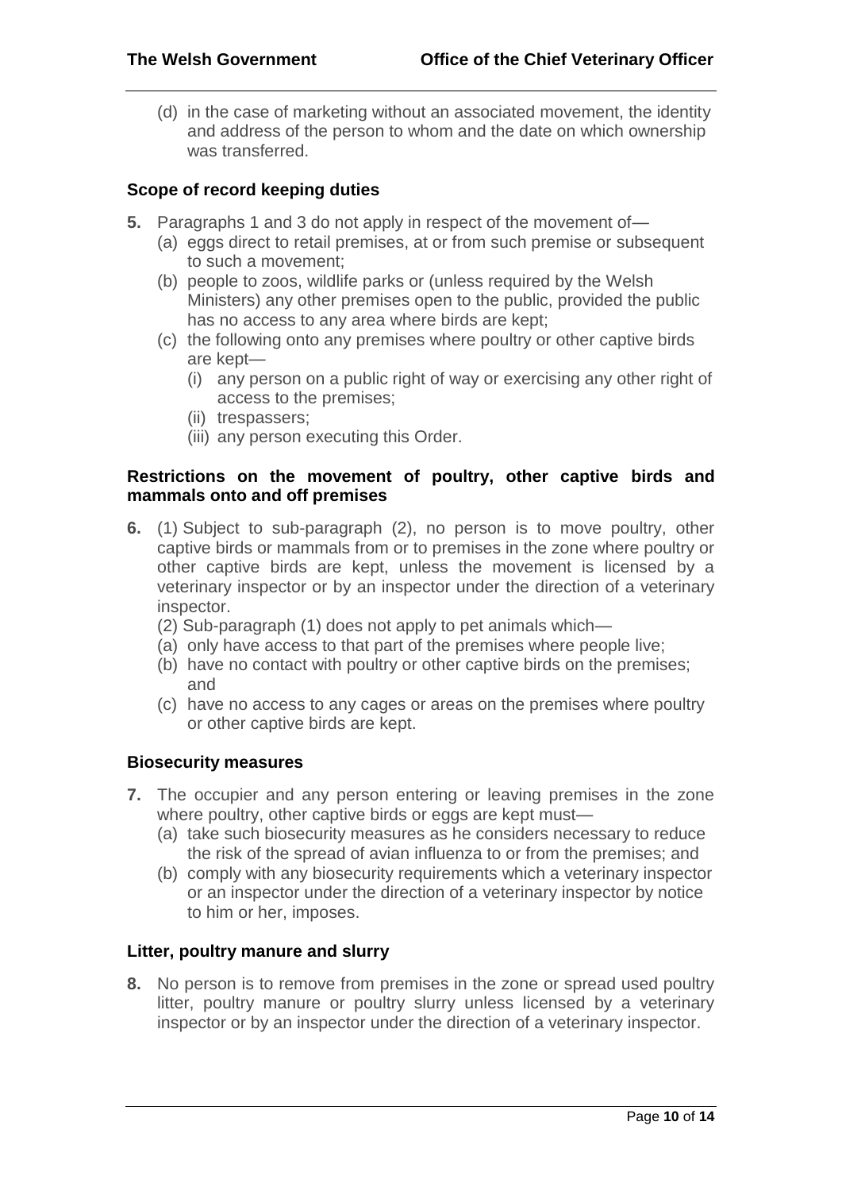(d) in the case of marketing without an associated movement, the identity and address of the person to whom and the date on which ownership was transferred.

### Scope of record keeping duties

**5.** Paragraphs 1 and 3 do not apply in respect of the movement of—

(a) eggs direct to retail premises, at or from such premise or subsequent to such a movement;

(b) people to zoos, wildlife parks or (unless required by the Welsh Ministers) any other premises open to the public, provided the public has no access to any area where birds are kept;

(c) the following onto any premises where poultry or other captive birds are kept—

(i) any person on a public right of way or exercising any other right of access to the premises;

(ii) trespassers;

(iii) any person executing this Order.

### Restrictions on the movement of poultry, other captive birds and mammals onto and off premises

**6.** (1) Subject to sub-paragraph (2), no person is to move poultry, other captive birds or mammals from or to premises in the zone where poultry or other captive birds are kept, unless the movement is licensed by a veterinary inspector or by an inspector under the direction of a veterinary inspector.

(2) Sub-paragraph (1) does not apply to pet animals which—

(a) only have access to that part of the premises where people live;

(b) have no contact with poultry or other captive birds on the premises; and

(c) have no access to any cages or areas on the premises where poultry or other captive birds are kept.

### Biosecurity measures

**7.** The occupier and any person entering or leaving premises in the zone where poultry, other captive birds or eggs are kept must—

(a) take such biosecurity measures as he considers necessary to reduce the risk of the spread of avian influenza to or from the premises; and

(b) comply with any biosecurity requirements which a veterinary inspector or an inspector under the direction of a veterinary inspector by notice to him or her, imposes.

### Litter, poultry manure and slurry

**8.** No person is to remove from premises in the zone or spread used poultry litter, poultry manure or poultry slurry unless licensed by a veterinary inspector or by an inspector under the direction of a veterinary inspector.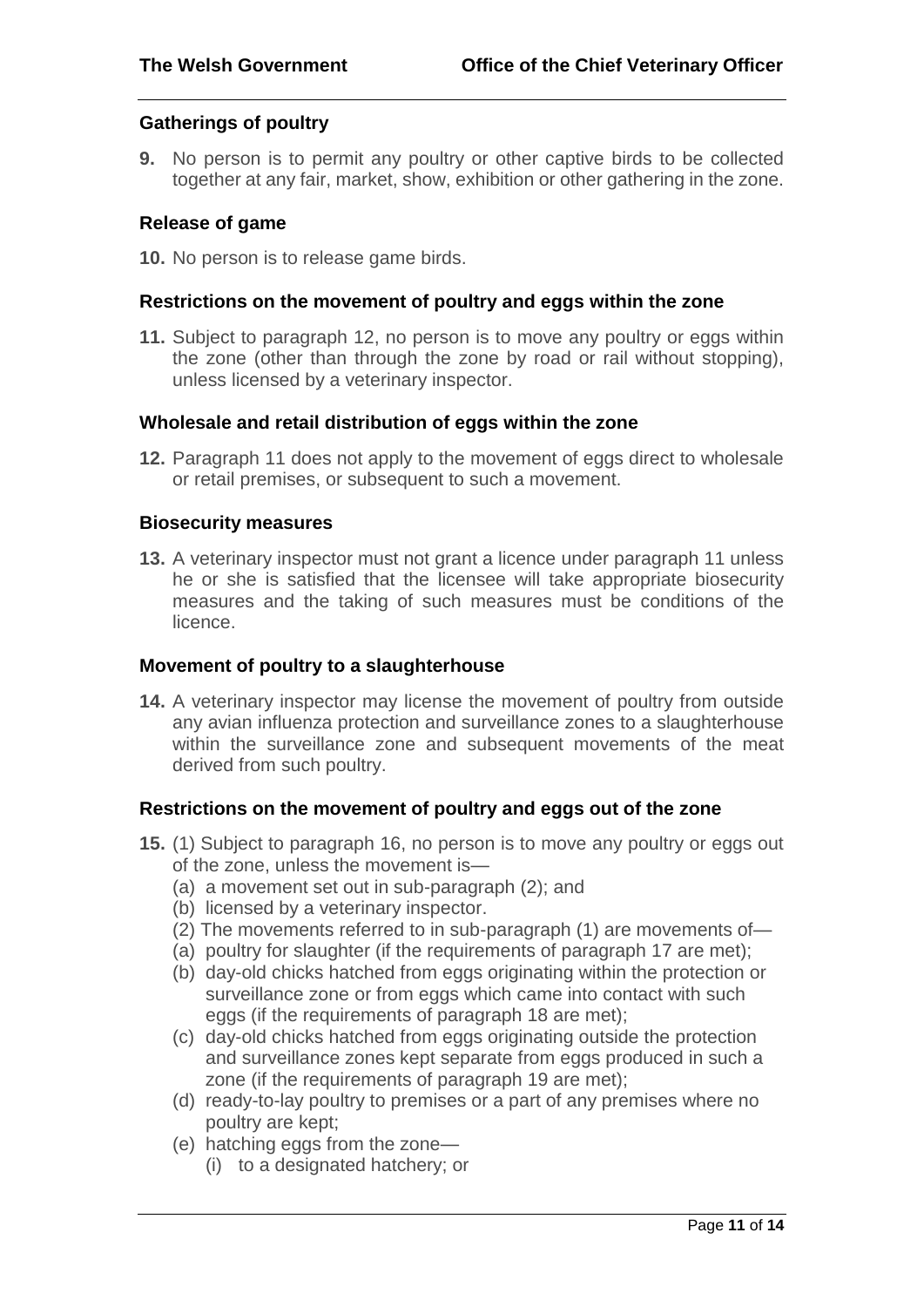### Gatherings of poultry

**9.** No person is to permit any poultry or other captive birds to be collected together at any fair, market, show, exhibition or other gathering in the zone.

### Release of game

**10.** No person is to release game birds.

### Restrictions on the movement of poultry and eggs within the zone

**11.** Subject to paragraph 12, no person is to move any poultry or eggs within the zone (other than through the zone by road or rail without stopping), unless licensed by a veterinary inspector.

### Wholesale and retail distribution of eggs within the zone

**12.** Paragraph 11 does not apply to the movement of eggs direct to wholesale or retail premises, or subsequent to such a movement.

### Biosecurity measures

**13.** A veterinary inspector must not grant a licence under paragraph 11 unless he or she is satisfied that the licensee will take appropriate biosecurity measures and the taking of such measures must be conditions of the licence.

### Movement of poultry to a slaughterhouse

**14.** A veterinary inspector may license the movement of poultry from outside any avian influenza protection and surveillance zones to a slaughterhouse within the surveillance zone and subsequent movements of the meat derived from such poultry.

### Restrictions on the movement of poultry and eggs out of the zone

**15.** (1) Subject to paragraph 16, no person is to move any poultry or eggs out of the zone, unless the movement is—

(a) a movement set out in sub-paragraph (2); and
(b) licensed by a veterinary inspector.

(2) The movements referred to in sub-paragraph (1) are movements of—

(a) poultry for slaughter (if the requirements of paragraph 17 are met);
(b) day-old chicks hatched from eggs originating within the protection or surveillance zone or from eggs which came into contact with such eggs (if the requirements of paragraph 18 are met);
(c) day-old chicks hatched from eggs originating outside the protection and surveillance zones kept separate from eggs produced in such a zone (if the requirements of paragraph 19 are met);
(d) ready-to-lay poultry to premises or a part of any premises where no poultry are kept;
(e) hatching eggs from the zone—
  (i) to a designated hatchery; or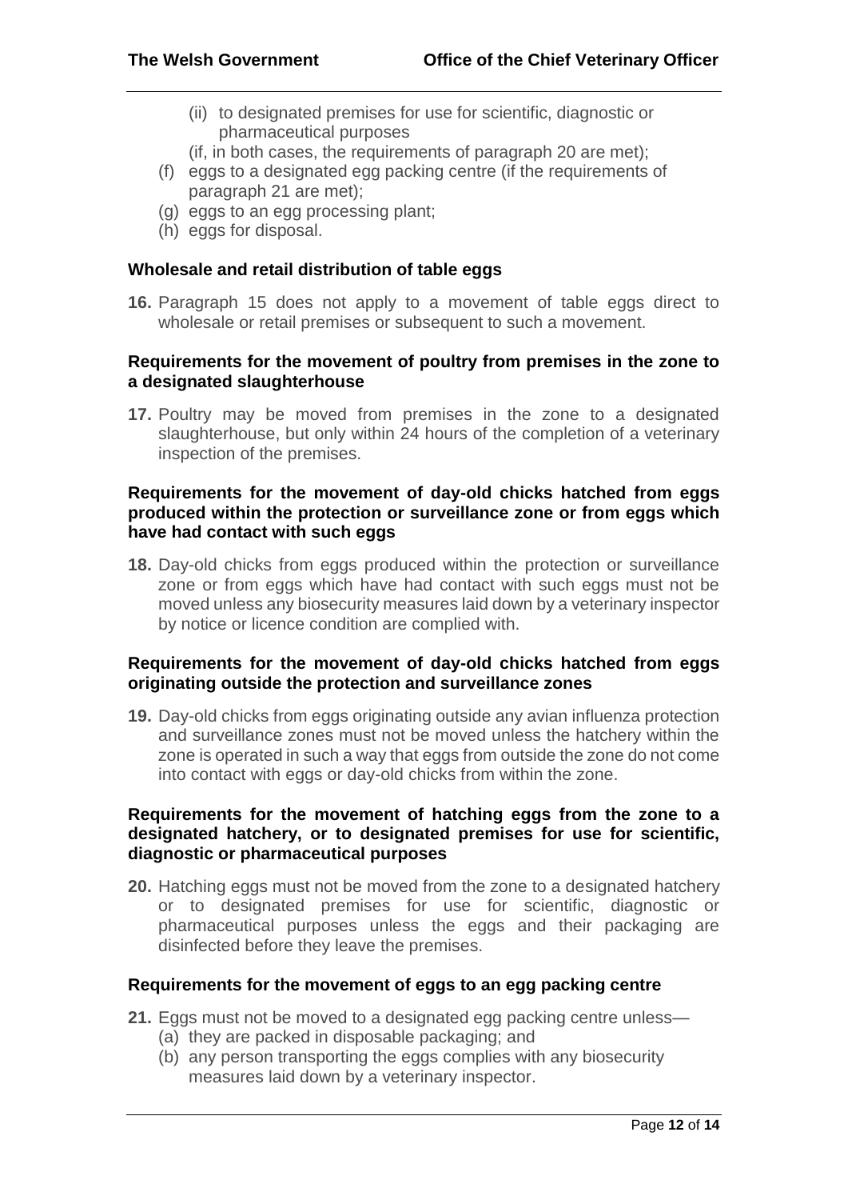(ii) to designated premises for use for scientific, diagnostic or pharmaceutical purposes

(if, in both cases, the requirements of paragraph 20 are met);

(f) eggs to a designated egg packing centre (if the requirements of paragraph 21 are met);

(g) eggs to an egg processing plant;

(h) eggs for disposal.

### Wholesale and retail distribution of table eggs

**16.** Paragraph 15 does not apply to a movement of table eggs direct to wholesale or retail premises or subsequent to such a movement.

### Requirements for the movement of poultry from premises in the zone to a designated slaughterhouse

**17.** Poultry may be moved from premises in the zone to a designated slaughterhouse, but only within 24 hours of the completion of a veterinary inspection of the premises.

### Requirements for the movement of day-old chicks hatched from eggs produced within the protection or surveillance zone or from eggs which have had contact with such eggs

**18.** Day-old chicks from eggs produced within the protection or surveillance zone or from eggs which have had contact with such eggs must not be moved unless any biosecurity measures laid down by a veterinary inspector by notice or licence condition are complied with.

### Requirements for the movement of day-old chicks hatched from eggs originating outside the protection and surveillance zones

**19.** Day-old chicks from eggs originating outside any avian influenza protection and surveillance zones must not be moved unless the hatchery within the zone is operated in such a way that eggs from outside the zone do not come into contact with eggs or day-old chicks from within the zone.

### Requirements for the movement of hatching eggs from the zone to a designated hatchery, or to designated premises for use for scientific, diagnostic or pharmaceutical purposes

**20.** Hatching eggs must not be moved from the zone to a designated hatchery or to designated premises for use for scientific, diagnostic or pharmaceutical purposes unless the eggs and their packaging are disinfected before they leave the premises.

### Requirements for the movement of eggs to an egg packing centre

**21.** Eggs must not be moved to a designated egg packing centre unless—

(a) they are packed in disposable packaging; and

(b) any person transporting the eggs complies with any biosecurity measures laid down by a veterinary inspector.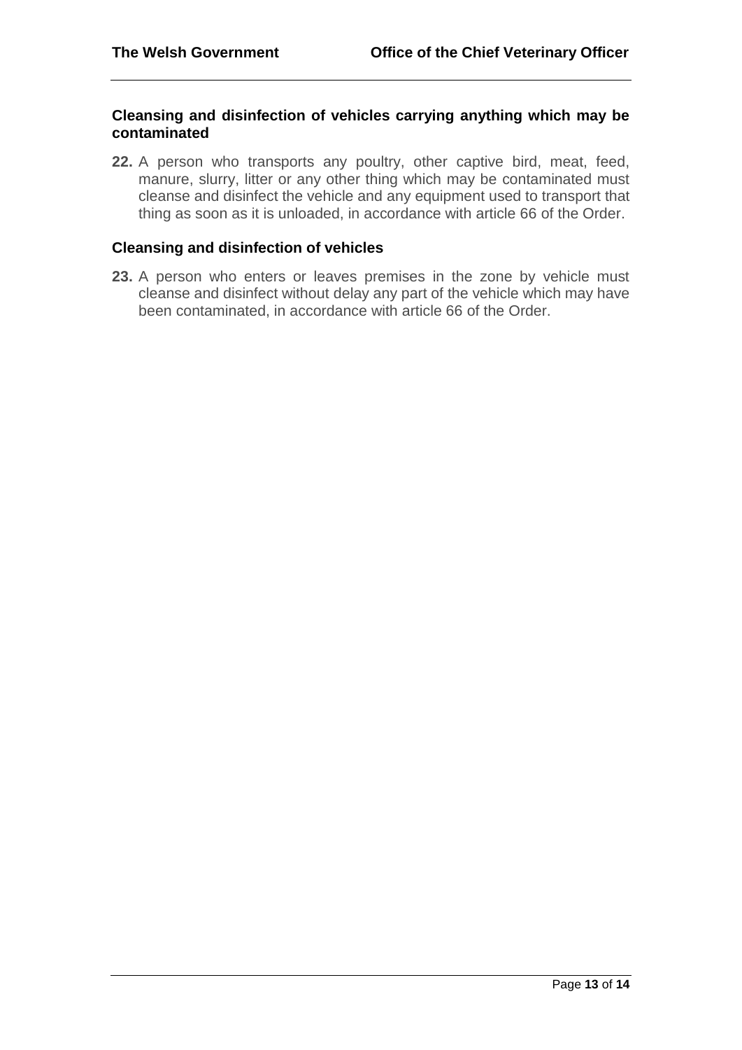### Cleansing and disinfection of vehicles carrying anything which may be contaminated

**22.** A person who transports any poultry, other captive bird, meat, feed, manure, slurry, litter or any other thing which may be contaminated must cleanse and disinfect the vehicle and any equipment used to transport that thing as soon as it is unloaded, in accordance with article 66 of the Order.

### Cleansing and disinfection of vehicles

**23.** A person who enters or leaves premises in the zone by vehicle must cleanse and disinfect without delay any part of the vehicle which may have been contaminated, in accordance with article 66 of the Order.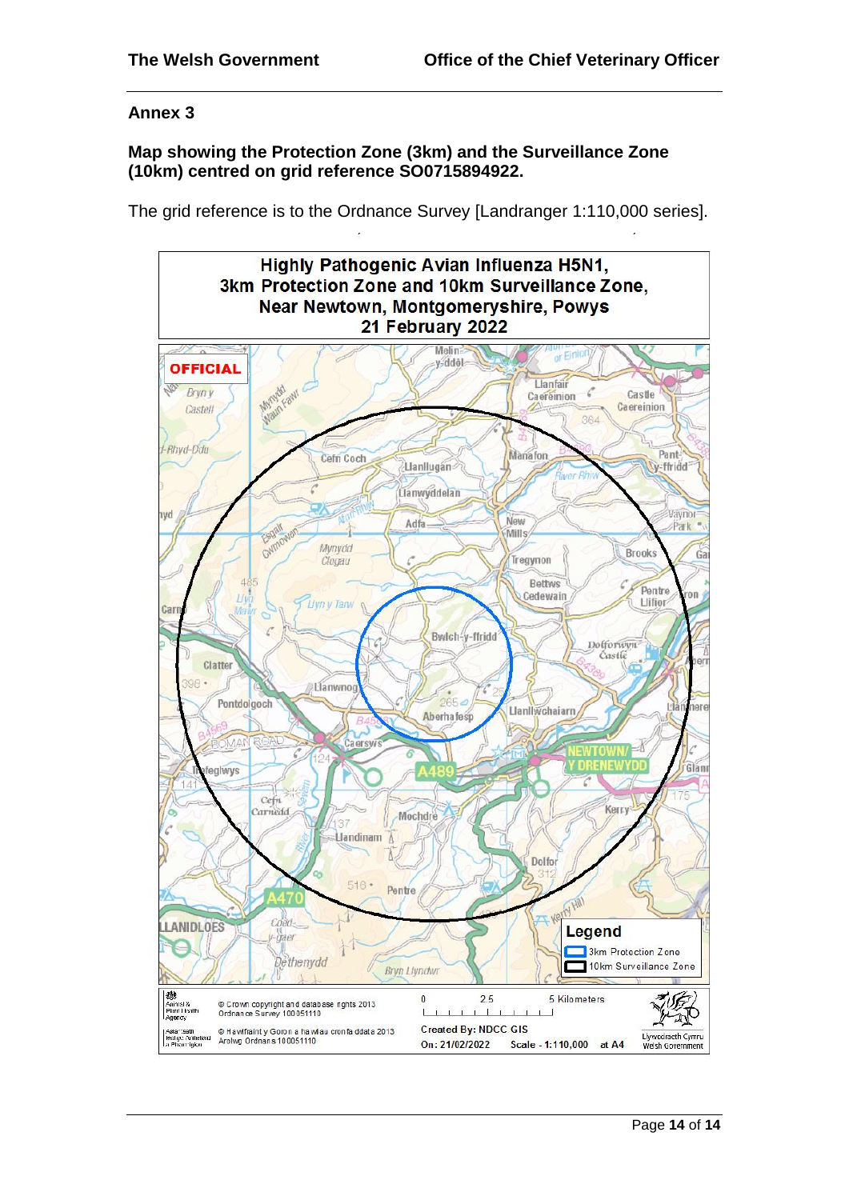## Annex 3

**Map showing the Protection Zone (3km) and the Surveillance Zone (10km) centred on grid reference SO0715894922.**

The grid reference is to the Ordnance Survey [Landranger 1:110,000 series].

Highly Pathogenic Avian Influenza H5N1,
3km Protection Zone and 10km Surveillance Zone,
Near Newtown, Montgomeryshire, Powys
21 February 2022

OFFICIAL

Legend
3km Protection Zone
10km Surveillance Zone

© Crown copyright and database rights 2013 Ordnance Survey 100051110

© Hawlfraint y Goron a hawliau cronfa ddata 2013 Arolwg Ordnans 100051110

0 2.5 5 Kilometers

Created By: NDCC GIS
On: 21/02/2022 Scale - 1:110,000 at A4

Llywodraeth Cymru
Welsh Government